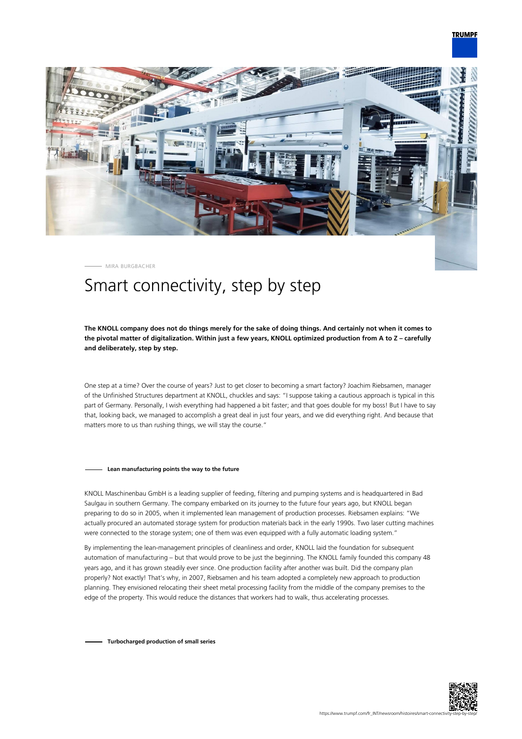MIRA BURGBACHER

# Smart connectivity, step by step

**The KNOLL company does not do things merely for the sake of doing things. And certainly not when it comes to the pivotal matter of digitalization. Within just a few years, KNOLL optimized production from A to Z – carefully and deliberately, step by step.**

One step at a time? Over the course of years? Just to get closer to becoming a smart factory? Joachim Riebsamen, manager of the Unfinished Structures department at KNOLL, chuckles and says: "I suppose taking a cautious approach is typical in this part of Germany. Personally, I wish everything had happened a bit faster; and that goes double for my boss! But I have to say that, looking back, we managed to accomplish a great deal in just four years, and we did everything right. And because that matters more to us than rushing things, we will stay the course."

## Lean manufacturing points the way to the future

KNOLL Maschinenbau GmbH is a leading supplier of feeding, filtering and pumping systems and is headquartered in Bad Saulgau in southern Germany. The company embarked on its journey to the future four years ago, but KNOLL began preparing to do so in 2005, when it implemented lean management of production processes. Riebsamen explains: "We actually procured an automated storage system for production materials back in the early 1990s. Two laser cutting machines were connected to the storage system; one of them was even equipped with a fully automatic loading system."

By implementing the lean-management principles of cleanliness and order, KNOLL laid the foundation for subsequent automation of manufacturing – but that would prove to be just the beginning. The KNOLL family founded this company 48 years ago, and it has grown steadily ever since. One production facility after another was built. Did the company plan properly? Not exactly! That's why, in 2007, Riebsamen and his team adopted a completely new approach to production planning. They envisioned relocating their sheet metal processing facility from the middle of the company premises to the edge of the property. This would reduce the distances that workers had to walk, thus accelerating processes.

## Turbocharged production of small series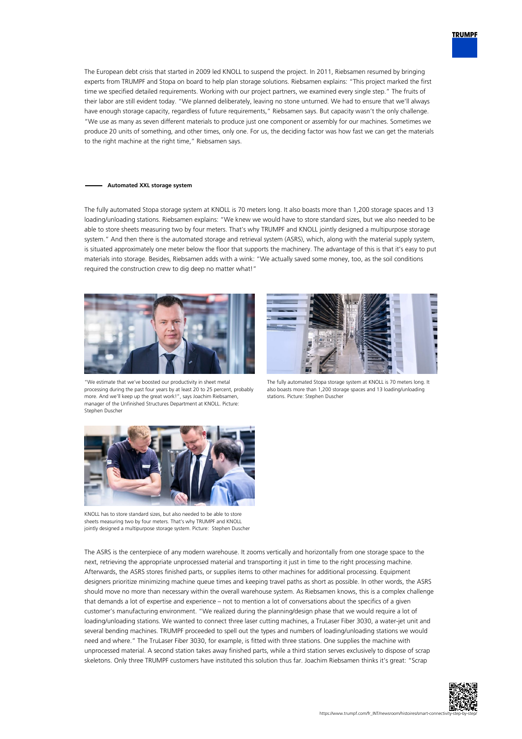The European debt crisis that started in 2009 led KNOLL to suspend the project. In 2011, Riebsamen resumed by bringing experts from TRUMPF and Stopa on board to help plan storage solutions. Riebsamen explains: "This project marked the first time we specified detailed requirements. Working with our project partners, we examined every single step." The fruits of their labor are still evident today. "We planned deliberately, leaving no stone unturned. We had to ensure that we'll always have enough storage capacity, regardless of future requirements," Riebsamen says. But capacity wasn't the only challenge. "We use as many as seven different materials to produce just one component or assembly for our machines. Sometimes we produce 20 units of something, and other times, only one. For us, the deciding factor was how fast we can get the materials to the right machine at the right time," Riebsamen says.

### Automated XXL storage system

The fully automated Stopa storage system at KNOLL is 70 meters long. It also boasts more than 1,200 storage spaces and 13 loading/unloading stations. Riebsamen explains: "We knew we would have to store standard sizes, but we also needed to be able to store sheets measuring two by four meters. That's why TRUMPF and KNOLL jointly designed a multipurpose storage system." And then there is the automated storage and retrieval system (ASRS), which, along with the material supply system, is situated approximately one meter below the floor that supports the machinery. The advantage of this is that it's easy to put materials into storage. Besides, Riebsamen adds with a wink: "We actually saved some money, too, as the soil conditions required the construction crew to dig deep no matter what!"

"We estimate that we've boosted our productivity in sheet metal processing during the past four years by at least 20 to 25 percent, probably more. And we'll keep up the great work!", says Joachim Riebsamen, manager of the Unfinished Structures Department at KNOLL. Picture: Stephen Duscher

The fully automated Stopa storage system at KNOLL is 70 meters long. It also boasts more than 1,200 storage spaces and 13 loading/unloading stations. Picture: Stephen Duscher

KNOLL has to store standard sizes, but also needed to be able to store sheets measuring two by four meters. That's why TRUMPF and KNOLL jointly designed a multipurpose storage system. Picture: Stephen Duscher

The ASRS is the centerpiece of any modern warehouse. It zooms vertically and horizontally from one storage space to the next, retrieving the appropriate unprocessed material and transporting it just in time to the right processing machine. Afterwards, the ASRS stores finished parts, or supplies items to other machines for additional processing. Equipment designers prioritize minimizing machine queue times and keeping travel paths as short as possible. In other words, the ASRS should move no more than necessary within the overall warehouse system. As Riebsamen knows, this is a complex challenge that demands a lot of expertise and experience – not to mention a lot of conversations about the specifics of a given customer's manufacturing environment. "We realized during the planning/design phase that we would require a lot of loading/unloading stations. We wanted to connect three laser cutting machines, a TruLaser Fiber 3030, a water-jet unit and several bending machines. TRUMPF proceeded to spell out the types and numbers of loading/unloading stations we would need and where." The TruLaser Fiber 3030, for example, is fitted with three stations. One supplies the machine with unprocessed material. A second station takes away finished parts, while a third station serves exclusively to dispose of scrap skeletons. Only three TRUMPF customers have instituted this solution thus far. Joachim Riebsamen thinks it's great: "Scrap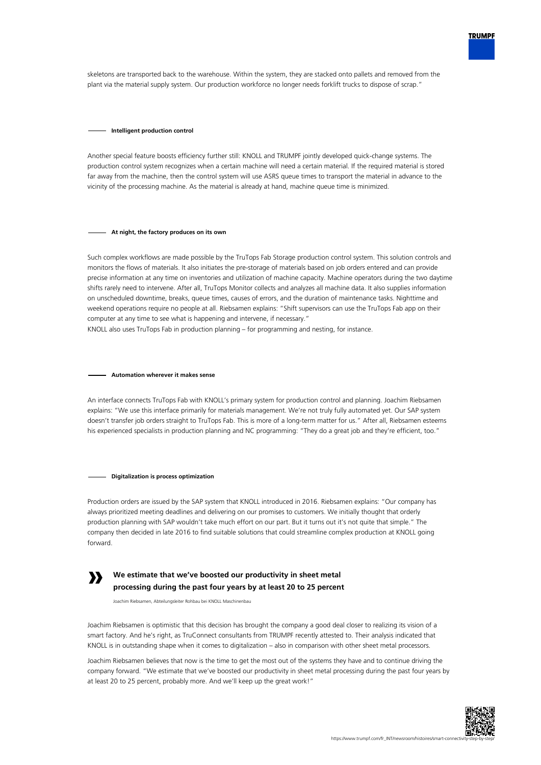skeletons are transported back to the warehouse. Within the system, they are stacked onto pallets and removed from the plant via the material supply system. Our production workforce no longer needs forklift trucks to dispose of scrap."

## Intelligent production control

Another special feature boosts efficiency further still: KNOLL and TRUMPF jointly developed quick-change systems. The production control system recognizes when a certain machine will need a certain material. If the required material is stored far away from the machine, then the control system will use ASRS queue times to transport the material in advance to the vicinity of the processing machine. As the material is already at hand, machine queue time is minimized.

## At night, the factory produces on its own

Such complex workflows are made possible by the TruTops Fab Storage production control system. This solution controls and monitors the flows of materials. It also initiates the pre-storage of materials based on job orders entered and can provide precise information at any time on inventories and utilization of machine capacity. Machine operators during the two daytime shifts rarely need to intervene. After all, TruTops Monitor collects and analyzes all machine data. It also supplies information on unscheduled downtime, breaks, queue times, causes of errors, and the duration of maintenance tasks. Nighttime and weekend operations require no people at all. Riebsamen explains: "Shift supervisors can use the TruTops Fab app on their computer at any time to see what is happening and intervene, if necessary."

KNOLL also uses TruTops Fab in production planning – for programming and nesting, for instance.

## Automation wherever it makes sense

An interface connects TruTops Fab with KNOLL's primary system for production control and planning. Joachim Riebsamen explains: "We use this interface primarily for materials management. We're not truly fully automated yet. Our SAP system doesn't transfer job orders straight to TruTops Fab. This is more of a long-term matter for us." After all, Riebsamen esteems his experienced specialists in production planning and NC programming: "They do a great job and they're efficient, too."

## Digitalization is process optimization

Production orders are issued by the SAP system that KNOLL introduced in 2016. Riebsamen explains: "Our company has always prioritized meeting deadlines and delivering on our promises to customers. We initially thought that orderly production planning with SAP wouldn't take much effort on our part. But it turns out it's not quite that simple." The company then decided in late 2016 to find suitable solutions that could streamline complex production at KNOLL going forward.

> **We estimate that we've boosted our productivity in sheet metal processing during the past four years by at least 20 to 25 percent**
>
> Joachim Riebsamen, Abteilungsleiter Rohbau bei KNOLL Maschinenbau

Joachim Riebsamen is optimistic that this decision has brought the company a good deal closer to realizing its vision of a smart factory. And he's right, as TruConnect consultants from TRUMPF recently attested to. Their analysis indicated that KNOLL is in outstanding shape when it comes to digitalization – also in comparison with other sheet metal processors.

Joachim Riebsamen believes that now is the time to get the most out of the systems they have and to continue driving the company forward. "We estimate that we've boosted our productivity in sheet metal processing during the past four years by at least 20 to 25 percent, probably more. And we'll keep up the great work!"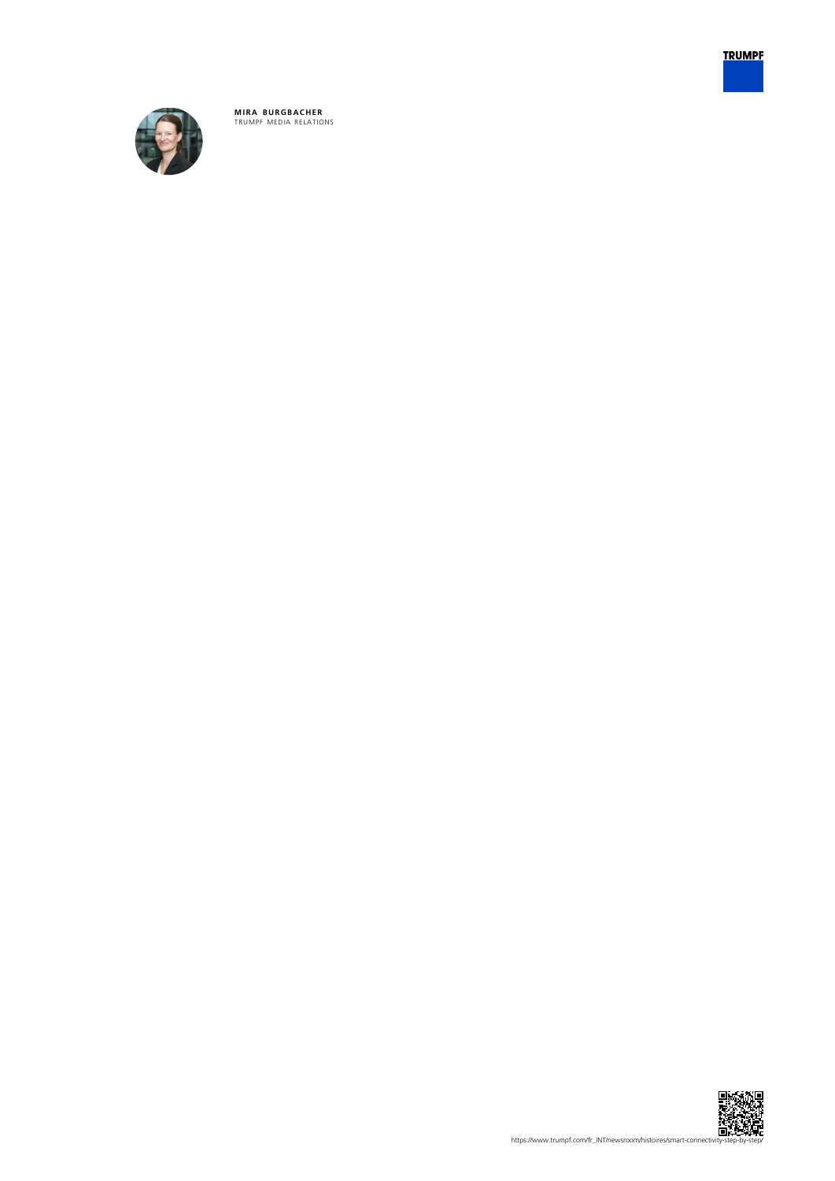**MIRA BURGBACHER**
TRUMPF MEDIA RELATIONS